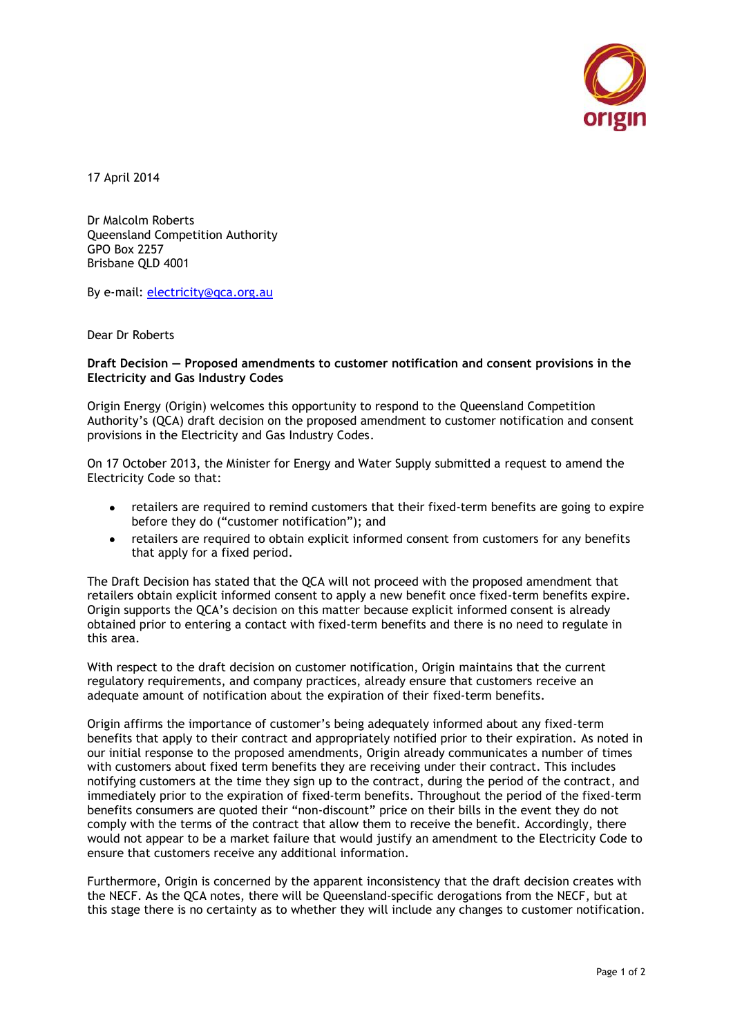17 April 2014

Dr Malcolm Roberts
Queensland Competition Authority
GPO Box 2257
Brisbane QLD 4001

By e-mail: [electricity@qca.org.au](mailto:electricity@qca.org.au)

Dear Dr Roberts

**Draft Decision — Proposed amendments to customer notification and consent provisions in the Electricity and Gas Industry Codes**

Origin Energy (Origin) welcomes this opportunity to respond to the Queensland Competition Authority's (QCA) draft decision on the proposed amendment to customer notification and consent provisions in the Electricity and Gas Industry Codes.

On 17 October 2013, the Minister for Energy and Water Supply submitted a request to amend the Electricity Code so that:

- retailers are required to remind customers that their fixed-term benefits are going to expire before they do ("customer notification"); and
- retailers are required to obtain explicit informed consent from customers for any benefits that apply for a fixed period.

The Draft Decision has stated that the QCA will not proceed with the proposed amendment that retailers obtain explicit informed consent to apply a new benefit once fixed-term benefits expire. Origin supports the QCA's decision on this matter because explicit informed consent is already obtained prior to entering a contact with fixed-term benefits and there is no need to regulate in this area.

With respect to the draft decision on customer notification, Origin maintains that the current regulatory requirements, and company practices, already ensure that customers receive an adequate amount of notification about the expiration of their fixed-term benefits.

Origin affirms the importance of customer's being adequately informed about any fixed-term benefits that apply to their contract and appropriately notified prior to their expiration. As noted in our initial response to the proposed amendments, Origin already communicates a number of times with customers about fixed term benefits they are receiving under their contract. This includes notifying customers at the time they sign up to the contract, during the period of the contract, and immediately prior to the expiration of fixed-term benefits. Throughout the period of the fixed-term benefits consumers are quoted their "non-discount" price on their bills in the event they do not comply with the terms of the contract that allow them to receive the benefit. Accordingly, there would not appear to be a market failure that would justify an amendment to the Electricity Code to ensure that customers receive any additional information.

Furthermore, Origin is concerned by the apparent inconsistency that the draft decision creates with the NECF. As the QCA notes, there will be Queensland-specific derogations from the NECF, but at this stage there is no certainty as to whether they will include any changes to customer notification.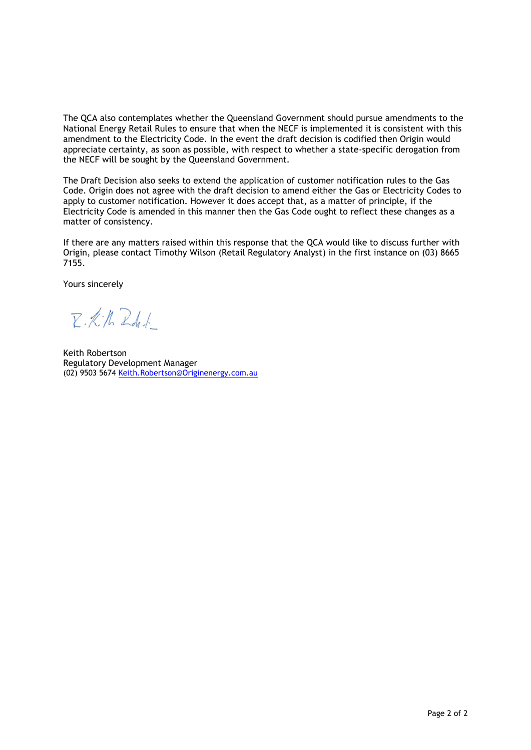The QCA also contemplates whether the Queensland Government should pursue amendments to the National Energy Retail Rules to ensure that when the NECF is implemented it is consistent with this amendment to the Electricity Code. In the event the draft decision is codified then Origin would appreciate certainty, as soon as possible, with respect to whether a state-specific derogation from the NECF will be sought by the Queensland Government.

The Draft Decision also seeks to extend the application of customer notification rules to the Gas Code. Origin does not agree with the draft decision to amend either the Gas or Electricity Codes to apply to customer notification. However it does accept that, as a matter of principle, if the Electricity Code is amended in this manner then the Gas Code ought to reflect these changes as a matter of consistency.

If there are any matters raised within this response that the QCA would like to discuss further with Origin, please contact Timothy Wilson (Retail Regulatory Analyst) in the first instance on (03) 8665 7155.

Yours sincerely

Keith Robertson
Regulatory Development Manager
(02) 9503 5674 Keith.Robertson@Originenergy.com.au